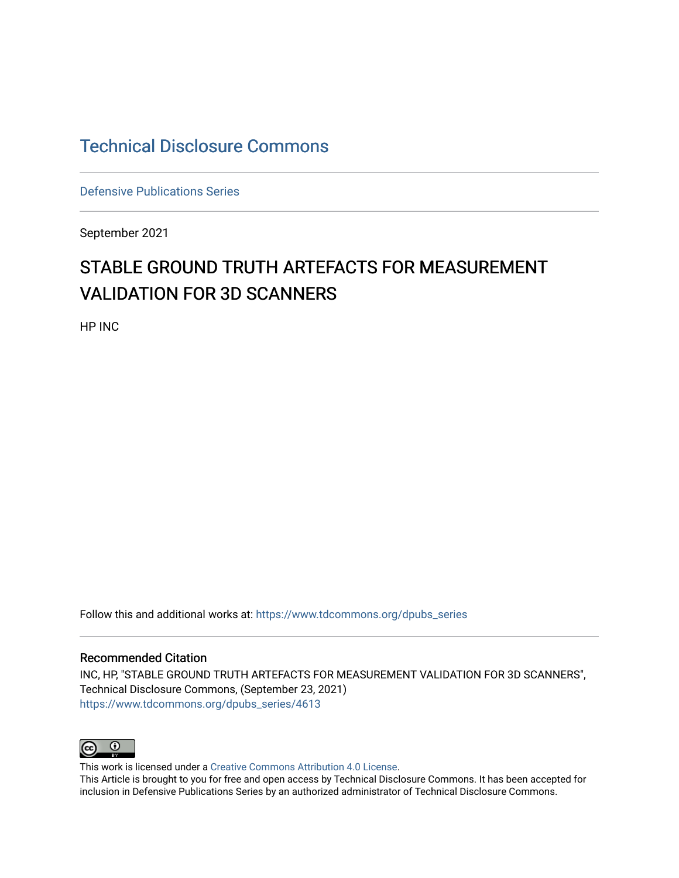# Technical Disclosure Commons

Defensive Publications Series

September 2021

## STABLE GROUND TRUTH ARTEFACTS FOR MEASUREMENT VALIDATION FOR 3D SCANNERS

HP INC

Follow this and additional works at: https://www.tdcommons.org/dpubs_series

### Recommended Citation

INC, HP, "STABLE GROUND TRUTH ARTEFACTS FOR MEASUREMENT VALIDATION FOR 3D SCANNERS", Technical Disclosure Commons, (September 23, 2021)
https://www.tdcommons.org/dpubs_series/4613

This work is licensed under a Creative Commons Attribution 4.0 License.
This Article is brought to you for free and open access by Technical Disclosure Commons. It has been accepted for inclusion in Defensive Publications Series by an authorized administrator of Technical Disclosure Commons.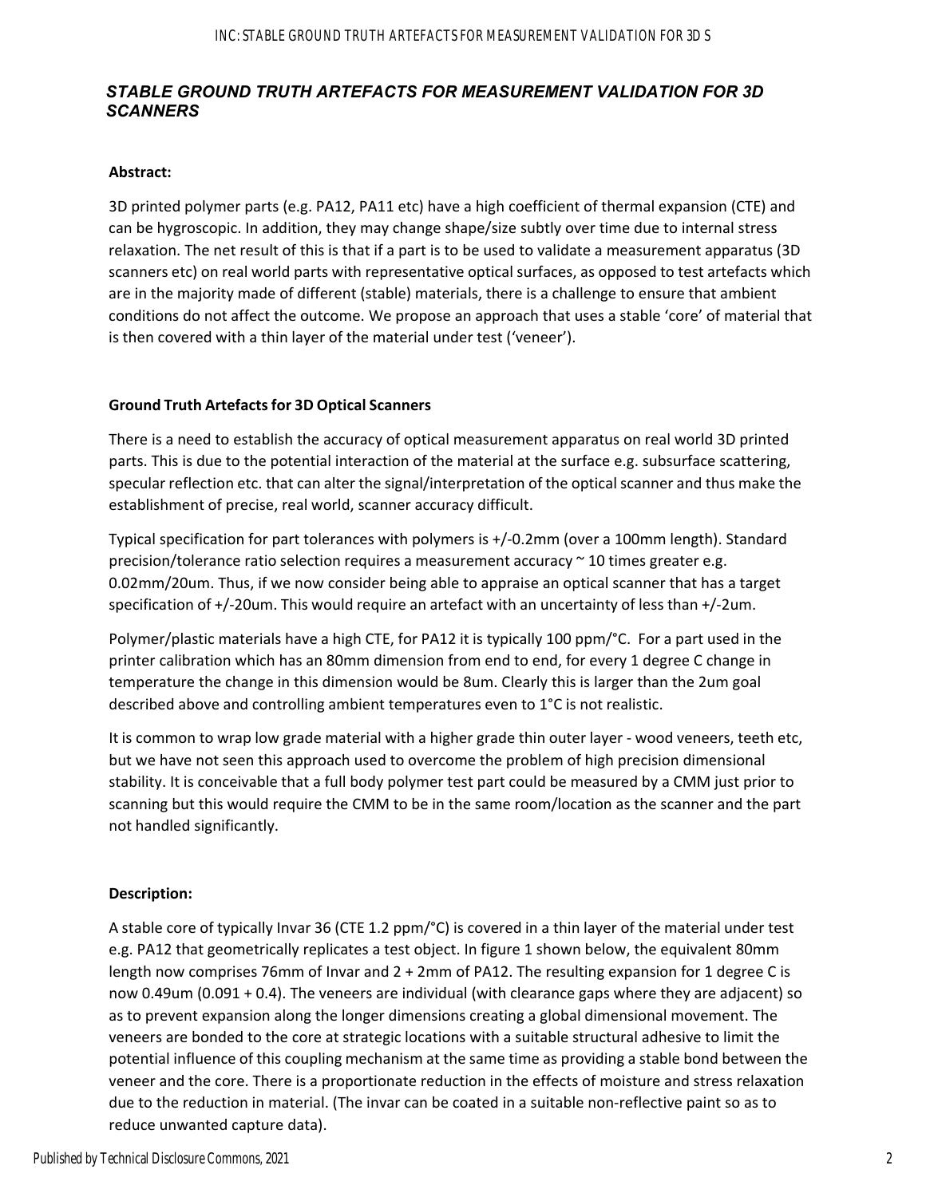## *STABLE GROUND TRUTH ARTEFACTS FOR MEASUREMENT VALIDATION FOR 3D SCANNERS*

**Abstract:**

3D printed polymer parts (e.g. PA12, PA11 etc) have a high coefficient of thermal expansion (CTE) and can be hygroscopic. In addition, they may change shape/size subtly over time due to internal stress relaxation. The net result of this is that if a part is to be used to validate a measurement apparatus (3D scanners etc) on real world parts with representative optical surfaces, as opposed to test artefacts which are in the majority made of different (stable) materials, there is a challenge to ensure that ambient conditions do not affect the outcome. We propose an approach that uses a stable 'core' of material that is then covered with a thin layer of the material under test ('veneer').

**Ground Truth Artefacts for 3D Optical Scanners**

There is a need to establish the accuracy of optical measurement apparatus on real world 3D printed parts. This is due to the potential interaction of the material at the surface e.g. subsurface scattering, specular reflection etc. that can alter the signal/interpretation of the optical scanner and thus make the establishment of precise, real world, scanner accuracy difficult.

Typical specification for part tolerances with polymers is +/-0.2mm (over a 100mm length). Standard precision/tolerance ratio selection requires a measurement accuracy ~ 10 times greater e.g. 0.02mm/20um. Thus, if we now consider being able to appraise an optical scanner that has a target specification of +/-20um. This would require an artefact with an uncertainty of less than +/-2um.

Polymer/plastic materials have a high CTE, for PA12 it is typically 100 ppm/°C. For a part used in the printer calibration which has an 80mm dimension from end to end, for every 1 degree C change in temperature the change in this dimension would be 8um. Clearly this is larger than the 2um goal described above and controlling ambient temperatures even to 1°C is not realistic.

It is common to wrap low grade material with a higher grade thin outer layer - wood veneers, teeth etc, but we have not seen this approach used to overcome the problem of high precision dimensional stability. It is conceivable that a full body polymer test part could be measured by a CMM just prior to scanning but this would require the CMM to be in the same room/location as the scanner and the part not handled significantly.

**Description:**

A stable core of typically Invar 36 (CTE 1.2 ppm/°C) is covered in a thin layer of the material under test e.g. PA12 that geometrically replicates a test object. In figure 1 shown below, the equivalent 80mm length now comprises 76mm of Invar and 2 + 2mm of PA12. The resulting expansion for 1 degree C is now 0.49um (0.091 + 0.4). The veneers are individual (with clearance gaps where they are adjacent) so as to prevent expansion along the longer dimensions creating a global dimensional movement. The veneers are bonded to the core at strategic locations with a suitable structural adhesive to limit the potential influence of this coupling mechanism at the same time as providing a stable bond between the veneer and the core. There is a proportionate reduction in the effects of moisture and stress relaxation due to the reduction in material. (The invar can be coated in a suitable non-reflective paint so as to reduce unwanted capture data).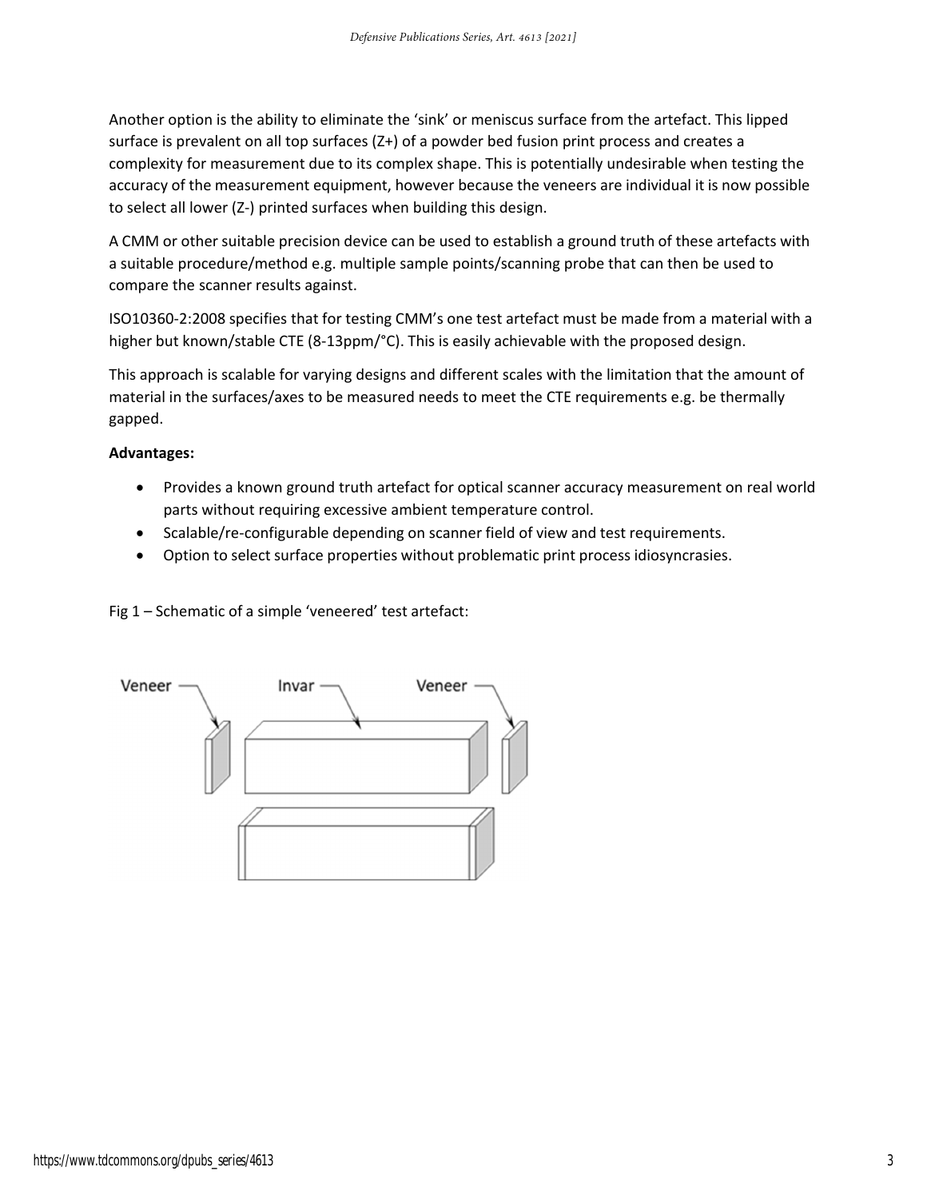Another option is the ability to eliminate the 'sink' or meniscus surface from the artefact. This lipped surface is prevalent on all top surfaces (Z+) of a powder bed fusion print process and creates a complexity for measurement due to its complex shape. This is potentially undesirable when testing the accuracy of the measurement equipment, however because the veneers are individual it is now possible to select all lower (Z-) printed surfaces when building this design.

A CMM or other suitable precision device can be used to establish a ground truth of these artefacts with a suitable procedure/method e.g. multiple sample points/scanning probe that can then be used to compare the scanner results against.

ISO10360-2:2008 specifies that for testing CMM's one test artefact must be made from a material with a higher but known/stable CTE (8-13ppm/°C). This is easily achievable with the proposed design.

This approach is scalable for varying designs and different scales with the limitation that the amount of material in the surfaces/axes to be measured needs to meet the CTE requirements e.g. be thermally gapped.

**Advantages:**

- Provides a known ground truth artefact for optical scanner accuracy measurement on real world parts without requiring excessive ambient temperature control.
- Scalable/re-configurable depending on scanner field of view and test requirements.
- Option to select surface properties without problematic print process idiosyncrasies.

Fig 1 – Schematic of a simple 'veneered' test artefact:

Veneer Invar Veneer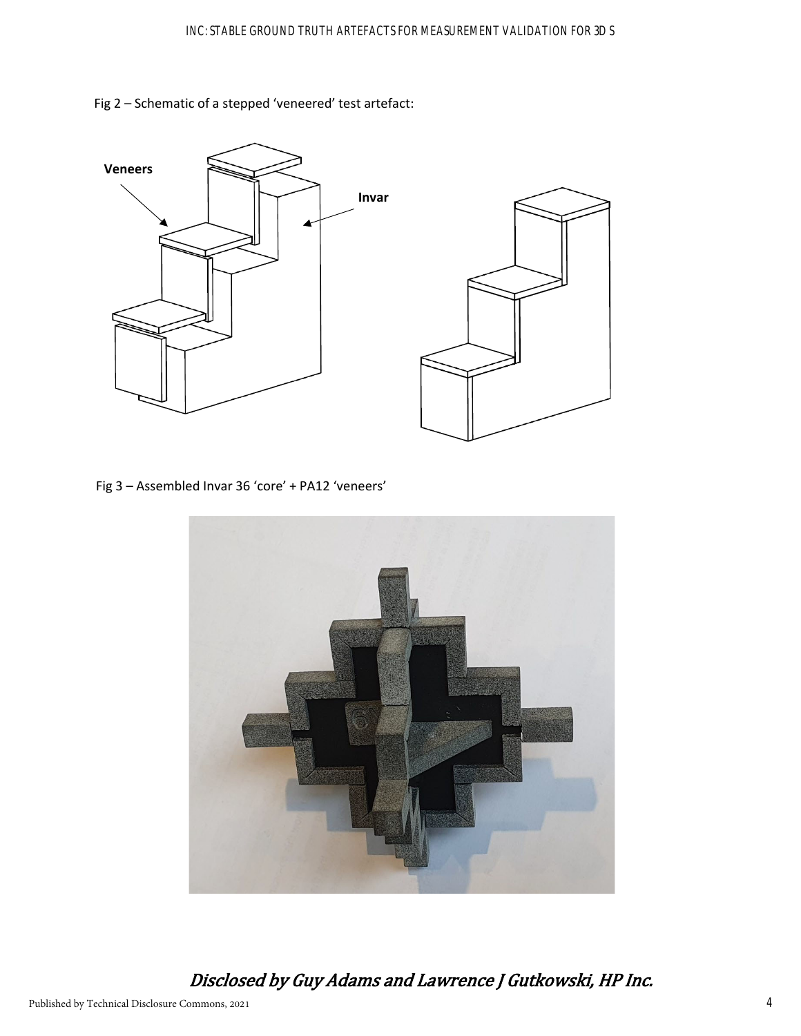Fig 2 – Schematic of a stepped 'veneered' test artefact:

Veneers

Invar

Fig 3 – Assembled Invar 36 'core' + PA12 'veneers'

*Disclosed by Guy Adams and Lawrence J Gutkowski, HP Inc.*